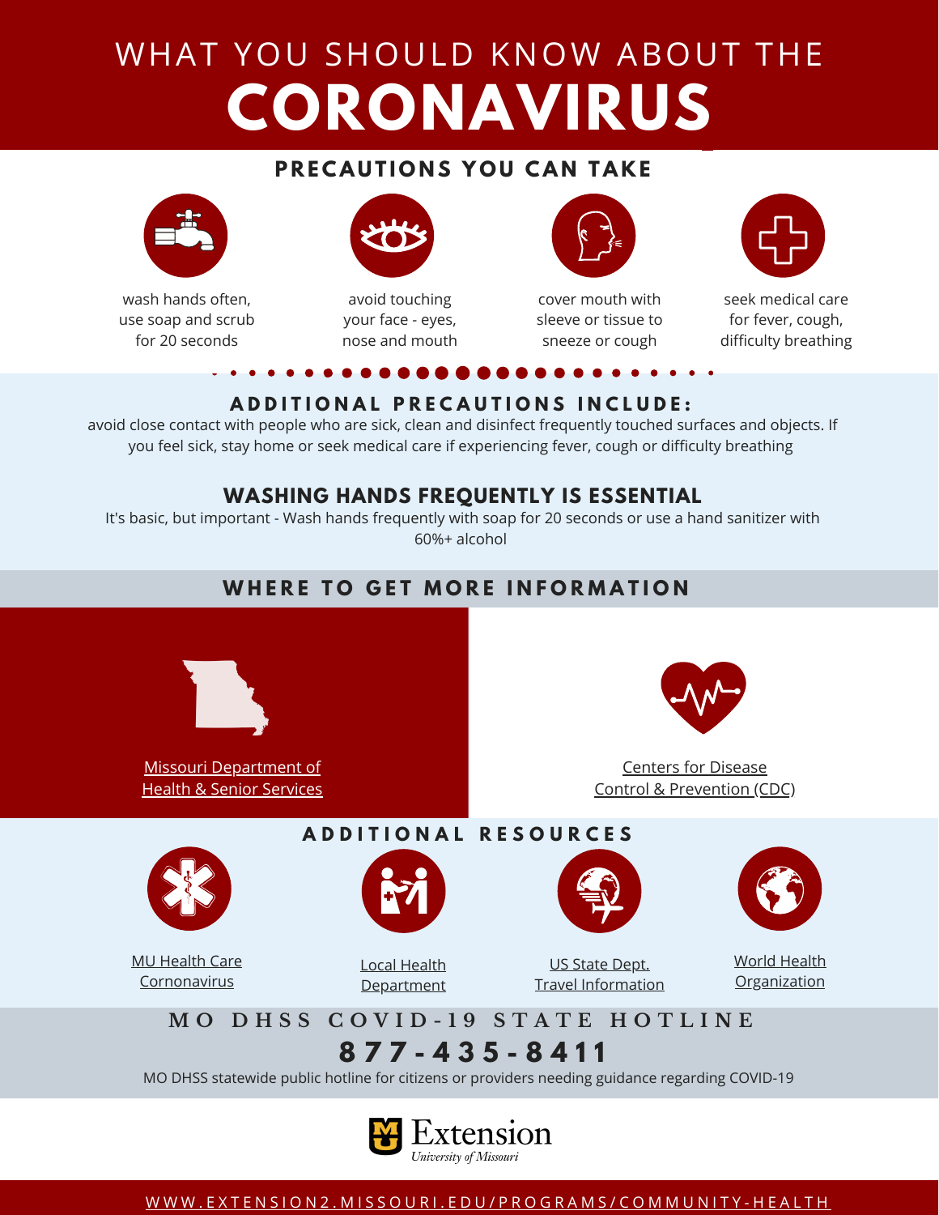# WHAT YOU SHOULD KNOW ABOUT THE CORONAVIRUS

## PRECAUTIONS YOU CAN TAKE

- wash hands often, use soap and scrub for 20 seconds
- avoid touching your face - eyes, nose and mouth
- cover mouth with sleeve or tissue to sneeze or cough
- seek medical care for fever, cough, difficulty breathing

### ADDITIONAL PRECAUTIONS INCLUDE:

avoid close contact with people who are sick, clean and disinfect frequently touched surfaces and objects. If you feel sick, stay home or seek medical care if experiencing fever, cough or difficulty breathing

### WASHING HANDS FREQUENTLY IS ESSENTIAL

It's basic, but important - Wash hands frequently with soap for 20 seconds or use a hand sanitizer with 60%+ alcohol

## WHERE TO GET MORE INFORMATION

- Missouri Department of Health & Senior Services
- Centers for Disease Control & Prevention (CDC)

### ADDITIONAL RESOURCES

- MU Health Care Cornonavirus
- Local Health Department
- US State Dept. Travel Information
- World Health Organization

## MO DHSS COVID-19 STATE HOTLINE

**877-435-8411**

MO DHSS statewide public hotline for citizens or providers needing guidance regarding COVID-19

Extension
*University of Missouri*

WWW.EXTENSION2.MISSOURI.EDU/PROGRAMS/COMMUNITY-HEALTH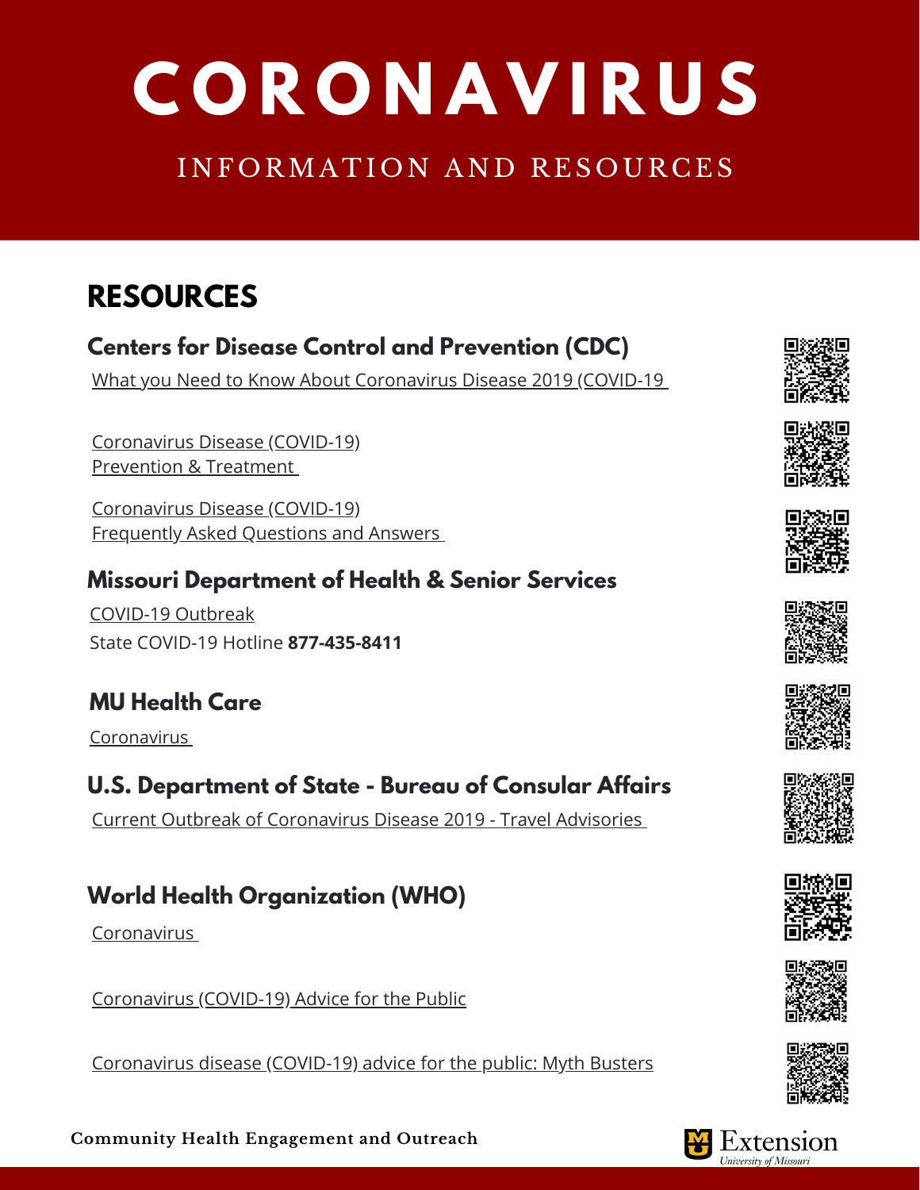# CORONAVIRUS

## INFORMATION AND RESOURCES

## RESOURCES

### Centers for Disease Control and Prevention (CDC)

What you Need to Know About Coronavirus Disease 2019 (COVID-19

Coronavirus Disease (COVID-19)
Prevention & Treatment

Coronavirus Disease (COVID-19)
Frequently Asked Questions and Answers

### Missouri Department of Health & Senior Services

COVID-19 Outbreak
State COVID-19 Hotline **877-435-8411**

### MU Health Care

Coronavirus

### U.S. Department of State - Bureau of Consular Affairs

Current Outbreak of Coronavirus Disease 2019 - Travel Advisories

### World Health Organization (WHO)

Coronavirus

Coronavirus (COVID-19) Advice for the Public

Coronavirus disease (COVID-19) advice for the public: Myth Busters

**Community Health Engagement and Outreach**

Extension
University of Missouri